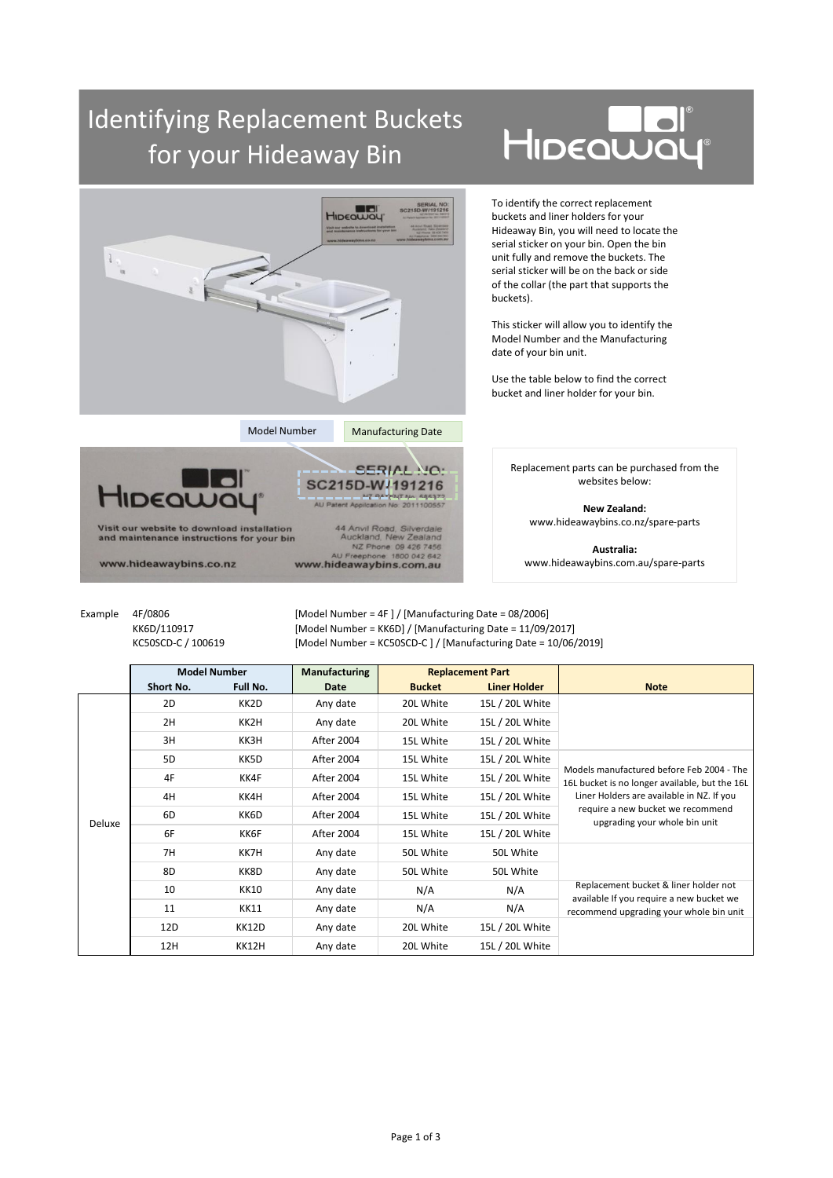# Identifying Replacement Buckets for your Hideaway Bin

To identify the correct replacement buckets and liner holders for your Hideaway Bin, you will need to locate the serial sticker on your bin. Open the bin unit fully and remove the buckets. The serial sticker will be on the back or side of the collar (the part that supports the buckets).

This sticker will allow you to identify the Model Number and the Manufacturing date of your bin unit.

Use the table below to find the correct bucket and liner holder for your bin.

Model Number | Manufacturing Date

SERIAL NO: SC215D-W/191216

AU Patent Application No: 2011100557

Visit our website to download installation and maintenance instructions for your bin

44 Anvil Road, Silverdale Auckland, New Zealand NZ Phone: 09 426 7456 AU Freephone: 1800 042 642

www.hideawaybins.co.nz

www.hideawaybins.com.au

Replacement parts can be purchased from the websites below:

**New Zealand:**
www.hideawaybins.co.nz/spare-parts

**Australia:**
www.hideawaybins.com.au/spare-parts

Example

| | |
|---|---|
| 4F/0806 | [Model Number = 4F ] / [Manufacturing Date = 08/2006] |
| KK6D/110917 | [Model Number = KK6D] / [Manufacturing Date = 11/09/2017] |
| KC50SCD-C / 100619 | [Model Number = KC50SCD-C ] / [Manufacturing Date = 10/06/2019] |

| | Model Number | | Manufacturing Date | Replacement Part | | Note |
|---|---|---|---|---|---|---|
| | Short No. | Full No. | | Bucket | Liner Holder | |
| Deluxe | 2D | KK2D | Any date | 20L White | 15L / 20L White | |
| | 2H | KK2H | Any date | 20L White | 15L / 20L White | |
| | 3H | KK3H | After 2004 | 15L White | 15L / 20L White | Models manufactured before Feb 2004 - The 16L bucket is no longer available, but the 16L Liner Holders are available in NZ. If you require a new bucket we recommend upgrading your whole bin unit |
| | 5D | KK5D | After 2004 | 15L White | 15L / 20L White | |
| | 4F | KK4F | After 2004 | 15L White | 15L / 20L White | |
| | 4H | KK4H | After 2004 | 15L White | 15L / 20L White | |
| | 6D | KK6D | After 2004 | 15L White | 15L / 20L White | |
| | 6F | KK6F | After 2004 | 15L White | 15L / 20L White | |
| | 7H | KK7H | Any date | 50L White | 50L White | |
| | 8D | KK8D | Any date | 50L White | 50L White | |
| | 10 | KK10 | Any date | N/A | N/A | Replacement bucket & liner holder not available If you require a new bucket we recommend upgrading your whole bin unit |
| | 11 | KK11 | Any date | N/A | N/A | |
| | 12D | KK12D | Any date | 20L White | 15L / 20L White | |
| | 12H | KK12H | Any date | 20L White | 15L / 20L White | |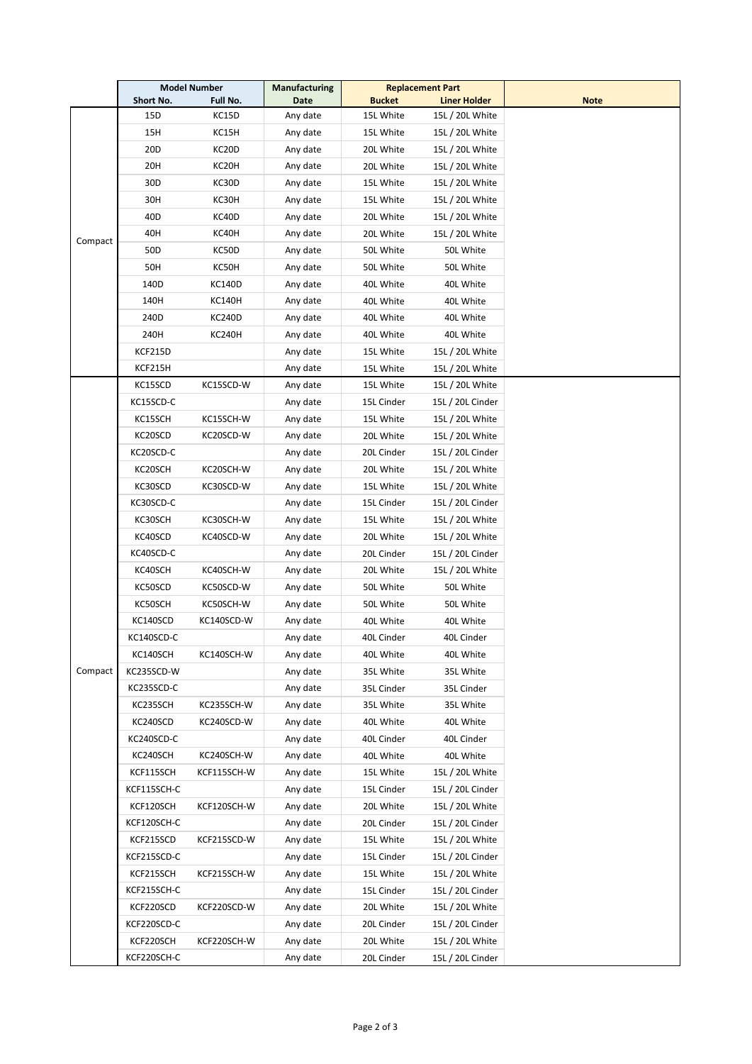| | Model Number | | Manufacturing | Replacement Part | | Note |
|---|---|---|---|---|---|---|
| | Short No. | Full No. | Date | Bucket | Liner Holder | |
| Compact | 15D | KC15D | Any date | 15L White | 15L / 20L White | |
| | 15H | KC15H | Any date | 15L White | 15L / 20L White | |
| | 20D | KC20D | Any date | 20L White | 15L / 20L White | |
| | 20H | KC20H | Any date | 20L White | 15L / 20L White | |
| | 30D | KC30D | Any date | 15L White | 15L / 20L White | |
| | 30H | KC30H | Any date | 15L White | 15L / 20L White | |
| | 40D | KC40D | Any date | 20L White | 15L / 20L White | |
| | 40H | KC40H | Any date | 20L White | 15L / 20L White | |
| | 50D | KC50D | Any date | 50L White | 50L White | |
| | 50H | KC50H | Any date | 50L White | 50L White | |
| | 140D | KC140D | Any date | 40L White | 40L White | |
| | 140H | KC140H | Any date | 40L White | 40L White | |
| | 240D | KC240D | Any date | 40L White | 40L White | |
| | 240H | KC240H | Any date | 40L White | 40L White | |
| | KCF215D | | Any date | 15L White | 15L / 20L White | |
| | KCF215H | | Any date | 15L White | 15L / 20L White | |
| Compact | KC15SCD | KC15SCD-W | Any date | 15L White | 15L / 20L White | |
| | KC15SCD-C | | Any date | 15L Cinder | 15L / 20L Cinder | |
| | KC15SCH | KC15SCH-W | Any date | 15L White | 15L / 20L White | |
| | KC20SCD | KC20SCD-W | Any date | 20L White | 15L / 20L White | |
| | KC20SCD-C | | Any date | 20L Cinder | 15L / 20L Cinder | |
| | KC20SCH | KC20SCH-W | Any date | 20L White | 15L / 20L White | |
| | KC30SCD | KC30SCD-W | Any date | 15L White | 15L / 20L White | |
| | KC30SCD-C | | Any date | 15L Cinder | 15L / 20L Cinder | |
| | KC30SCH | KC30SCH-W | Any date | 15L White | 15L / 20L White | |
| | KC40SCD | KC40SCD-W | Any date | 20L White | 15L / 20L White | |
| | KC40SCD-C | | Any date | 20L Cinder | 15L / 20L Cinder | |
| | KC40SCH | KC40SCH-W | Any date | 20L White | 15L / 20L White | |
| | KC50SCD | KC50SCD-W | Any date | 50L White | 50L White | |
| | KC50SCH | KC50SCH-W | Any date | 50L White | 50L White | |
| | KC140SCD | KC140SCD-W | Any date | 40L White | 40L White | |
| | KC140SCD-C | | Any date | 40L Cinder | 40L Cinder | |
| | KC140SCH | KC140SCH-W | Any date | 40L White | 40L White | |
| | KC235SCD-W | | Any date | 35L White | 35L White | |
| | KC235SCD-C | | Any date | 35L Cinder | 35L Cinder | |
| | KC235SCH | KC235SCH-W | Any date | 35L White | 35L White | |
| | KC240SCD | KC240SCD-W | Any date | 40L White | 40L White | |
| | KC240SCD-C | | Any date | 40L Cinder | 40L Cinder | |
| | KC240SCH | KC240SCH-W | Any date | 40L White | 40L White | |
| | KCF115SCH | KCF115SCH-W | Any date | 15L White | 15L / 20L White | |
| | KCF115SCH-C | | Any date | 15L Cinder | 15L / 20L Cinder | |
| | KCF120SCH | KCF120SCH-W | Any date | 20L White | 15L / 20L White | |
| | KCF120SCH-C | | Any date | 20L Cinder | 15L / 20L Cinder | |
| | KCF215SCD | KCF215SCD-W | Any date | 15L White | 15L / 20L White | |
| | KCF215SCD-C | | Any date | 15L Cinder | 15L / 20L Cinder | |
| | KCF215SCH | KCF215SCH-W | Any date | 15L White | 15L / 20L White | |
| | KCF215SCH-C | | Any date | 15L Cinder | 15L / 20L Cinder | |
| | KCF220SCD | KCF220SCD-W | Any date | 20L White | 15L / 20L White | |
| | KCF220SCD-C | | Any date | 20L Cinder | 15L / 20L Cinder | |
| | KCF220SCH | KCF220SCH-W | Any date | 20L White | 15L / 20L White | |
| | KCF220SCH-C | | Any date | 20L Cinder | 15L / 20L Cinder | |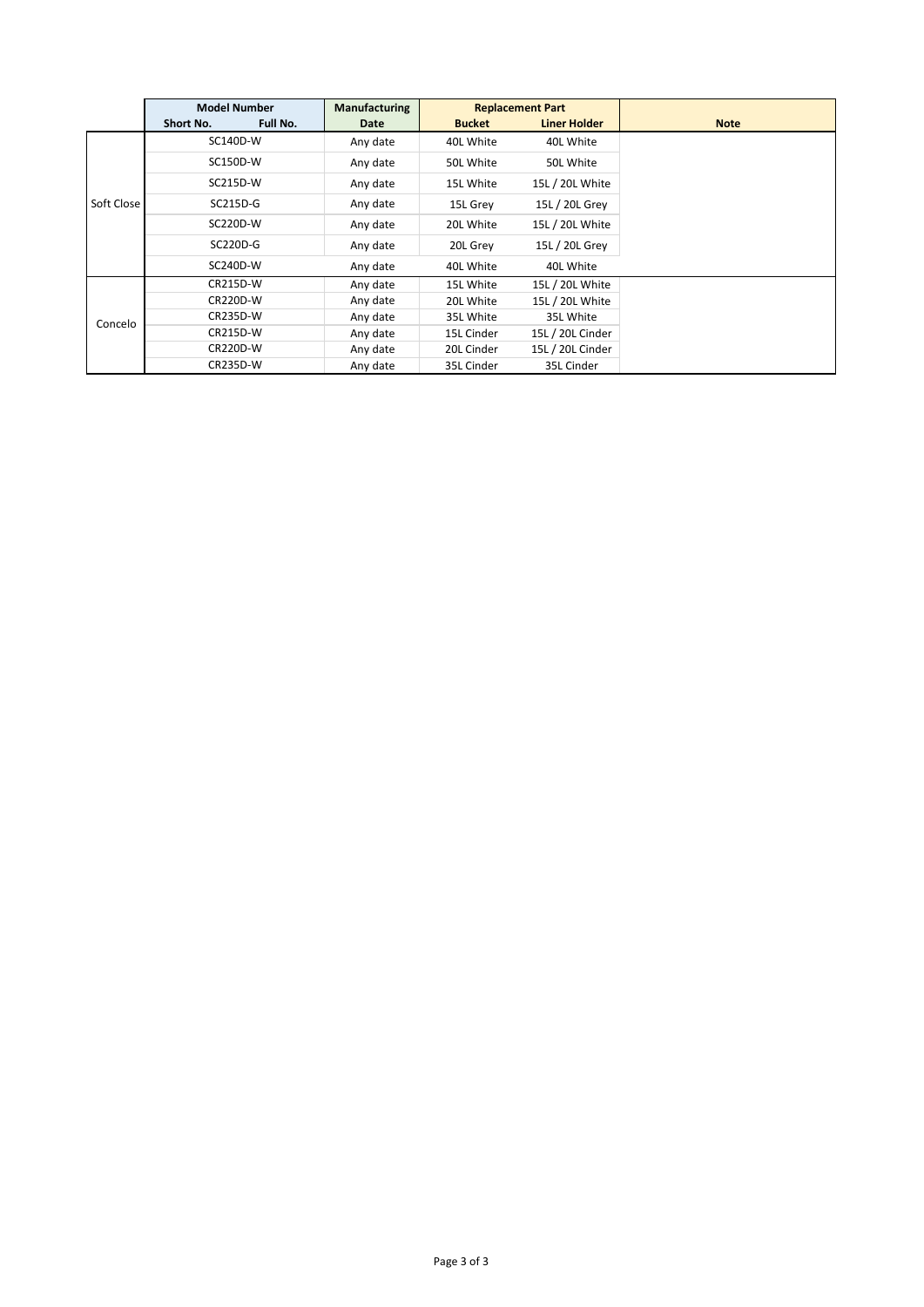| | Model Number | | Manufacturing | Replacement Part | | Note |
|---|---|---|---|---|---|---|
| | Short No. | Full No. | Date | Bucket | Liner Holder | |
| Soft Close | SC140D-W | | Any date | 40L White | 40L White | |
| | SC150D-W | | Any date | 50L White | 50L White | |
| | SC215D-W | | Any date | 15L White | 15L / 20L White | |
| | SC215D-G | | Any date | 15L Grey | 15L / 20L Grey | |
| | SC220D-W | | Any date | 20L White | 15L / 20L White | |
| | SC220D-G | | Any date | 20L Grey | 15L / 20L Grey | |
| | SC240D-W | | Any date | 40L White | 40L White | |
| Concelo | CR215D-W | | Any date | 15L White | 15L / 20L White | |
| | CR220D-W | | Any date | 20L White | 15L / 20L White | |
| | CR235D-W | | Any date | 35L White | 35L White | |
| | CR215D-W | | Any date | 15L Cinder | 15L / 20L Cinder | |
| | CR220D-W | | Any date | 20L Cinder | 15L / 20L Cinder | |
| | CR235D-W | | Any date | 35L Cinder | 35L Cinder | |